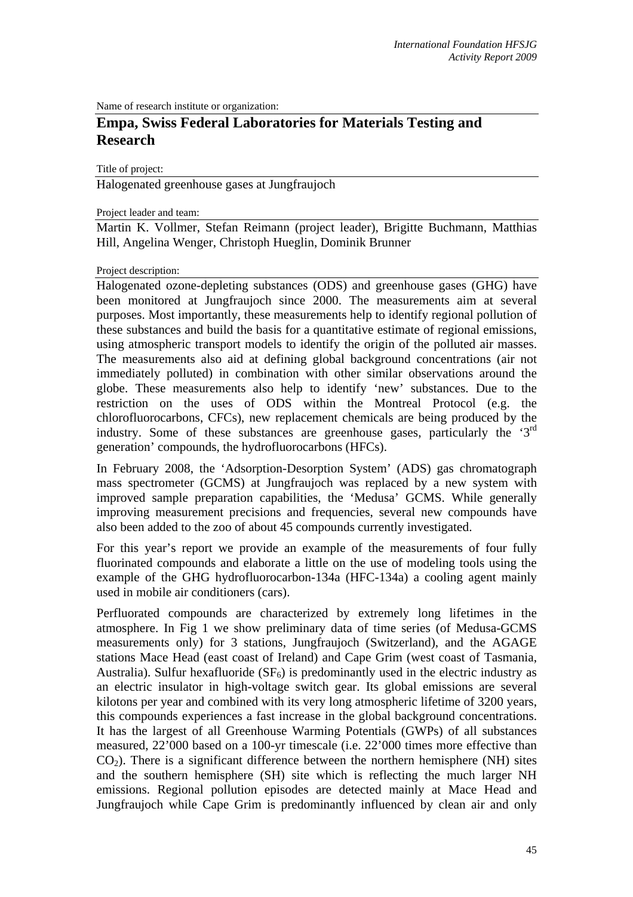Name of research institute or organization:

# Empa, Swiss Federal Laboratories for Materials Testing and Research

Title of project:

Halogenated greenhouse gases at Jungfraujoch

Project leader and team:

Martin K. Vollmer, Stefan Reimann (project leader), Brigitte Buchmann, Matthias Hill, Angelina Wenger, Christoph Hueglin, Dominik Brunner

Project description:

Halogenated ozone-depleting substances (ODS) and greenhouse gases (GHG) have been monitored at Jungfraujoch since 2000. The measurements aim at several purposes. Most importantly, these measurements help to identify regional pollution of these substances and build the basis for a quantitative estimate of regional emissions, using atmospheric transport models to identify the origin of the polluted air masses. The measurements also aid at defining global background concentrations (air not immediately polluted) in combination with other similar observations around the globe. These measurements also help to identify 'new' substances. Due to the restriction on the uses of ODS within the Montreal Protocol (e.g. the chlorofluorocarbons, CFCs), new replacement chemicals are being produced by the industry. Some of these substances are greenhouse gases, particularly the '3rd generation' compounds, the hydrofluorocarbons (HFCs).

In February 2008, the 'Adsorption-Desorption System' (ADS) gas chromatograph mass spectrometer (GCMS) at Jungfraujoch was replaced by a new system with improved sample preparation capabilities, the 'Medusa' GCMS. While generally improving measurement precisions and frequencies, several new compounds have also been added to the zoo of about 45 compounds currently investigated.

For this year's report we provide an example of the measurements of four fully fluorinated compounds and elaborate a little on the use of modeling tools using the example of the GHG hydrofluorocarbon-134a (HFC-134a) a cooling agent mainly used in mobile air conditioners (cars).

Perfluorated compounds are characterized by extremely long lifetimes in the atmosphere. In Fig 1 we show preliminary data of time series (of Medusa-GCMS measurements only) for 3 stations, Jungfraujoch (Switzerland), and the AGAGE stations Mace Head (east coast of Ireland) and Cape Grim (west coast of Tasmania, Australia). Sulfur hexafluoride ($SF_6$) is predominantly used in the electric industry as an electric insulator in high-voltage switch gear. Its global emissions are several kilotons per year and combined with its very long atmospheric lifetime of 3200 years, this compounds experiences a fast increase in the global background concentrations. It has the largest of all Greenhouse Warming Potentials (GWPs) of all substances measured, 22'000 based on a 100-yr timescale (i.e. 22'000 times more effective than $CO_2$). There is a significant difference between the northern hemisphere (NH) sites and the southern hemisphere (SH) site which is reflecting the much larger NH emissions. Regional pollution episodes are detected mainly at Mace Head and Jungfraujoch while Cape Grim is predominantly influenced by clean air and only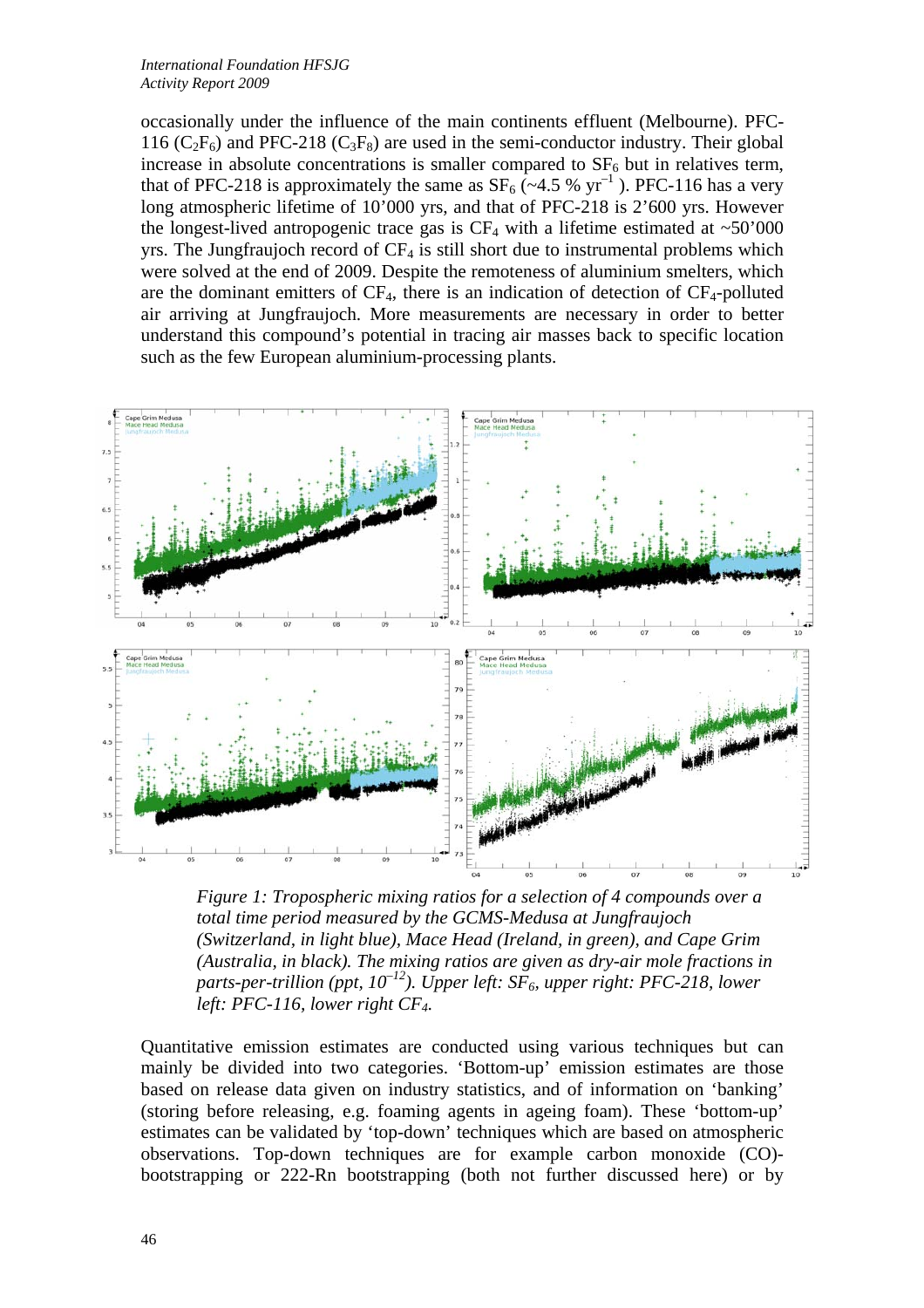occasionally under the influence of the main continents effluent (Melbourne). PFC-116 ($C_2F_6$) and PFC-218 ($C_3F_8$) are used in the semi-conductor industry. Their global increase in absolute concentrations is smaller compared to $SF_6$ but in relatives term, that of PFC-218 is approximately the same as $SF_6$ (~4.5 % $yr^{-1}$ ). PFC-116 has a very long atmospheric lifetime of 10'000 yrs, and that of PFC-218 is 2'600 yrs. However the longest-lived antropogenic trace gas is $CF_4$ with a lifetime estimated at ~50'000 yrs. The Jungfraujoch record of $CF_4$ is still short due to instrumental problems which were solved at the end of 2009. Despite the remoteness of aluminium smelters, which are the dominant emitters of $CF_4$, there is an indication of detection of $CF_4$-polluted air arriving at Jungfraujoch. More measurements are necessary in order to better understand this compound's potential in tracing air masses back to specific location such as the few European aluminium-processing plants.

*Figure 1: Tropospheric mixing ratios for a selection of 4 compounds over a total time period measured by the GCMS-Medusa at Jungfraujoch (Switzerland, in light blue), Mace Head (Ireland, in green), and Cape Grim (Australia, in black). The mixing ratios are given as dry-air mole fractions in parts-per-trillion (ppt, $10^{-12}$). Upper left: $SF_6$, upper right: PFC-218, lower left: PFC-116, lower right $CF_4$.*

Quantitative emission estimates are conducted using various techniques but can mainly be divided into two categories. 'Bottom-up' emission estimates are those based on release data given on industry statistics, and of information on 'banking' (storing before releasing, e.g. foaming agents in ageing foam). These 'bottom-up' estimates can be validated by 'top-down' techniques which are based on atmospheric observations. Top-down techniques are for example carbon monoxide (CO)-bootstrapping or 222-Rn bootstrapping (both not further discussed here) or by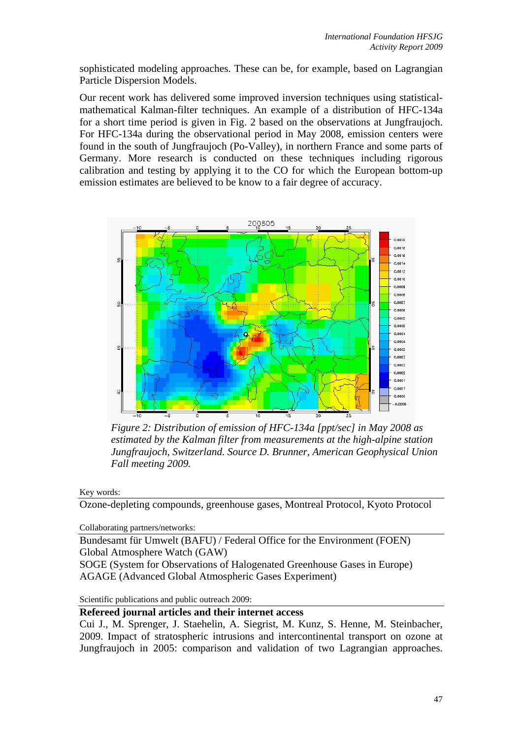sophisticated modeling approaches. These can be, for example, based on Lagrangian Particle Dispersion Models.

Our recent work has delivered some improved inversion techniques using statistical-mathematical Kalman-filter techniques. An example of a distribution of HFC-134a for a short time period is given in Fig. 2 based on the observations at Jungfraujoch. For HFC-134a during the observational period in May 2008, emission centers were found in the south of Jungfraujoch (Po-Valley), in northern France and some parts of Germany. More research is conducted on these techniques including rigorous calibration and testing by applying it to the CO for which the European bottom-up emission estimates are believed to be know to a fair degree of accuracy.

*Figure 2: Distribution of emission of HFC-134a [ppt/sec] in May 2008 as estimated by the Kalman filter from measurements at the high-alpine station Jungfraujoch, Switzerland. Source D. Brunner, American Geophysical Union Fall meeting 2009.*

Key words:

Ozone-depleting compounds, greenhouse gases, Montreal Protocol, Kyoto Protocol

Collaborating partners/networks:

Bundesamt für Umwelt (BAFU) / Federal Office for the Environment (FOEN)
Global Atmosphere Watch (GAW)
SOGE (System for Observations of Halogenated Greenhouse Gases in Europe)
AGAGE (Advanced Global Atmospheric Gases Experiment)

Scientific publications and public outreach 2009:

**Refereed journal articles and their internet access**

Cui J., M. Sprenger, J. Staehelin, A. Siegrist, M. Kunz, S. Henne, M. Steinbacher, 2009. Impact of stratospheric intrusions and intercontinental transport on ozone at Jungfraujoch in 2005: comparison and validation of two Lagrangian approaches.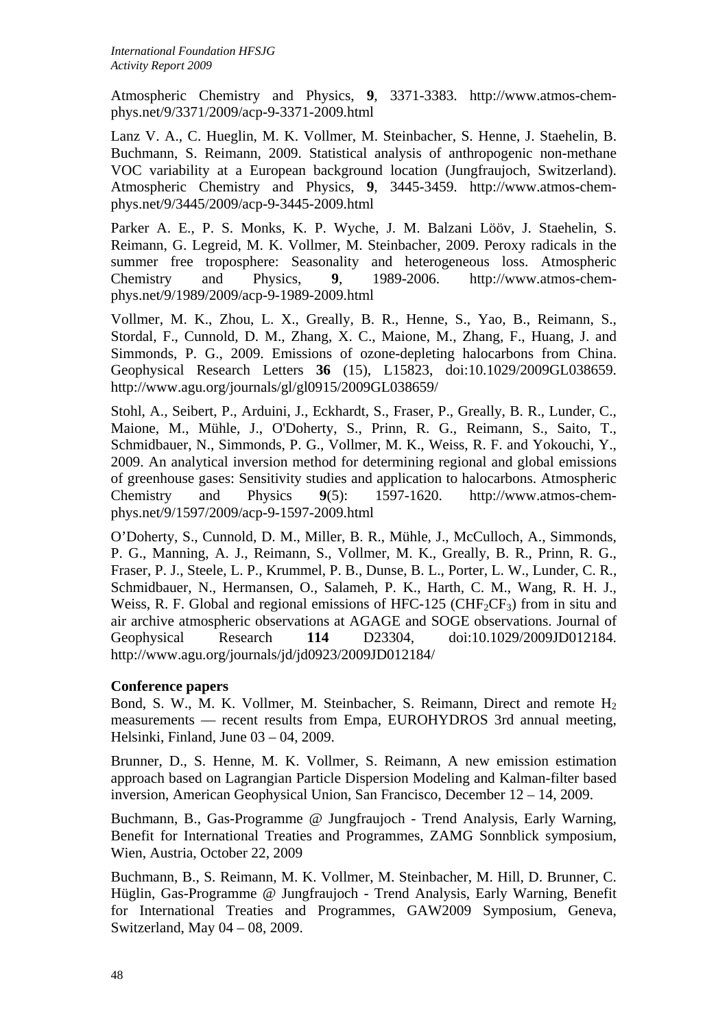Atmospheric Chemistry and Physics, **9**, 3371-3383. http://www.atmos-chem-phys.net/9/3371/2009/acp-9-3371-2009.html

Lanz V. A., C. Hueglin, M. K. Vollmer, M. Steinbacher, S. Henne, J. Staehelin, B. Buchmann, S. Reimann, 2009. Statistical analysis of anthropogenic non-methane VOC variability at a European background location (Jungfraujoch, Switzerland). Atmospheric Chemistry and Physics, **9**, 3445-3459. http://www.atmos-chem-phys.net/9/3445/2009/acp-9-3445-2009.html

Parker A. E., P. S. Monks, K. P. Wyche, J. M. Balzani Lööv, J. Staehelin, S. Reimann, G. Legreid, M. K. Vollmer, M. Steinbacher, 2009. Peroxy radicals in the summer free troposphere: Seasonality and heterogeneous loss. Atmospheric Chemistry and Physics, **9**, 1989-2006. http://www.atmos-chem-phys.net/9/1989/2009/acp-9-1989-2009.html

Vollmer, M. K., Zhou, L. X., Greally, B. R., Henne, S., Yao, B., Reimann, S., Stordal, F., Cunnold, D. M., Zhang, X. C., Maione, M., Zhang, F., Huang, J. and Simmonds, P. G., 2009. Emissions of ozone-depleting halocarbons from China. Geophysical Research Letters **36** (15), L15823, doi:10.1029/2009GL038659. http://www.agu.org/journals/gl/gl0915/2009GL038659/

Stohl, A., Seibert, P., Arduini, J., Eckhardt, S., Fraser, P., Greally, B. R., Lunder, C., Maione, M., Mühle, J., O'Doherty, S., Prinn, R. G., Reimann, S., Saito, T., Schmidbauer, N., Simmonds, P. G., Vollmer, M. K., Weiss, R. F. and Yokouchi, Y., 2009. An analytical inversion method for determining regional and global emissions of greenhouse gases: Sensitivity studies and application to halocarbons. Atmospheric Chemistry and Physics **9**(5): 1597-1620. http://www.atmos-chem-phys.net/9/1597/2009/acp-9-1597-2009.html

O'Doherty, S., Cunnold, D. M., Miller, B. R., Mühle, J., McCulloch, A., Simmonds, P. G., Manning, A. J., Reimann, S., Vollmer, M. K., Greally, B. R., Prinn, R. G., Fraser, P. J., Steele, L. P., Krummel, P. B., Dunse, B. L., Porter, L. W., Lunder, C. R., Schmidbauer, N., Hermansen, O., Salameh, P. K., Harth, C. M., Wang, R. H. J., Weiss, R. F. Global and regional emissions of HFC-125 ($CHF_2CF_3$) from in situ and air archive atmospheric observations at AGAGE and SOGE observations. Journal of Geophysical Research **114** D23304, doi:10.1029/2009JD012184. http://www.agu.org/journals/jd/jd0923/2009JD012184/

**Conference papers**

Bond, S. W., M. K. Vollmer, M. Steinbacher, S. Reimann, Direct and remote $H_2$ measurements — recent results from Empa, EUROHYDROS 3rd annual meeting, Helsinki, Finland, June 03 – 04, 2009.

Brunner, D., S. Henne, M. K. Vollmer, S. Reimann, A new emission estimation approach based on Lagrangian Particle Dispersion Modeling and Kalman-filter based inversion, American Geophysical Union, San Francisco, December 12 – 14, 2009.

Buchmann, B., Gas-Programme @ Jungfraujoch - Trend Analysis, Early Warning, Benefit for International Treaties and Programmes, ZAMG Sonnblick symposium, Wien, Austria, October 22, 2009

Buchmann, B., S. Reimann, M. K. Vollmer, M. Steinbacher, M. Hill, D. Brunner, C. Hüglin, Gas-Programme @ Jungfraujoch - Trend Analysis, Early Warning, Benefit for International Treaties and Programmes, GAW2009 Symposium, Geneva, Switzerland, May 04 – 08, 2009.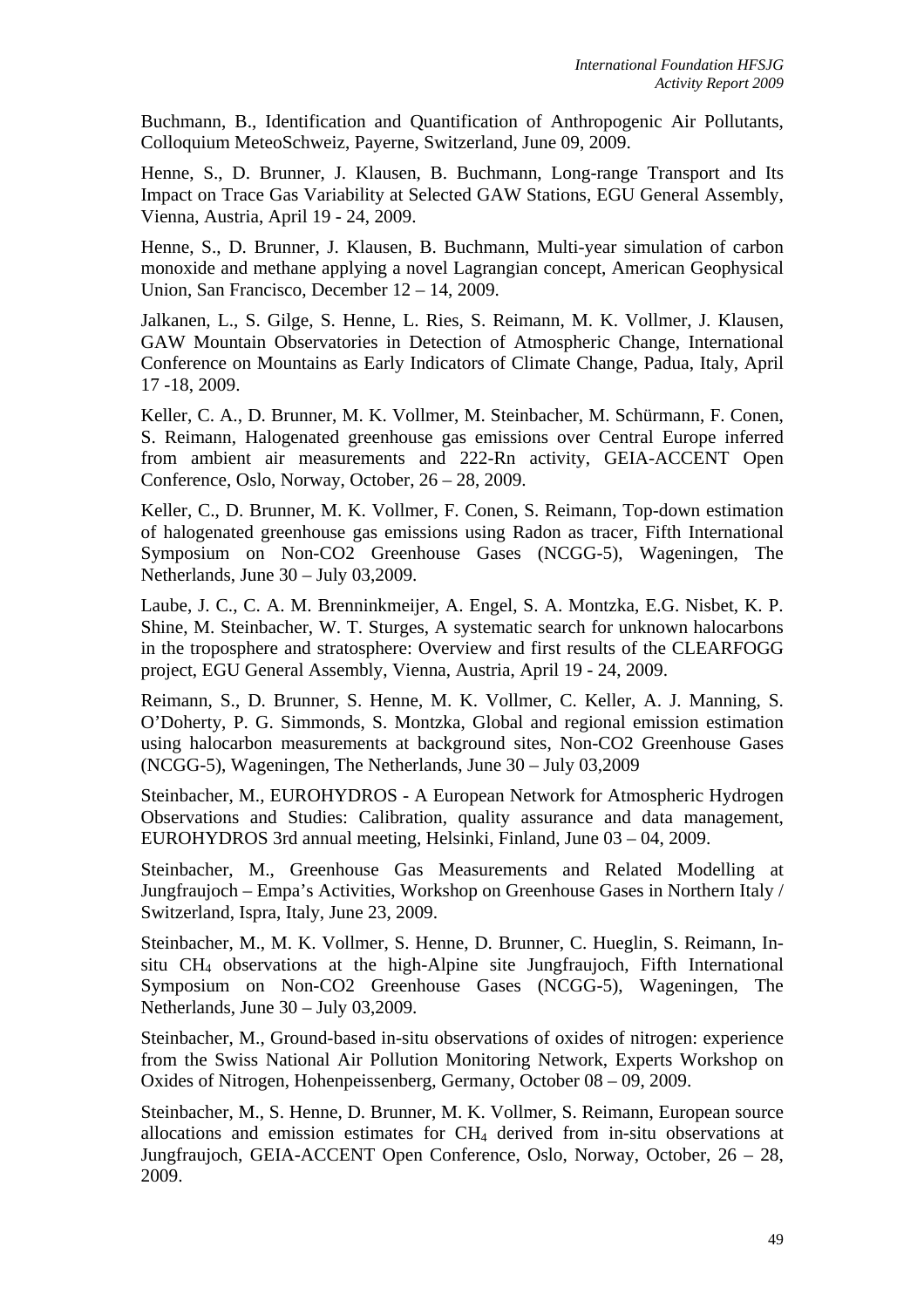Buchmann, B., Identification and Quantification of Anthropogenic Air Pollutants, Colloquium MeteoSchweiz, Payerne, Switzerland, June 09, 2009.

Henne, S., D. Brunner, J. Klausen, B. Buchmann, Long-range Transport and Its Impact on Trace Gas Variability at Selected GAW Stations, EGU General Assembly, Vienna, Austria, April 19 - 24, 2009.

Henne, S., D. Brunner, J. Klausen, B. Buchmann, Multi-year simulation of carbon monoxide and methane applying a novel Lagrangian concept, American Geophysical Union, San Francisco, December 12 – 14, 2009.

Jalkanen, L., S. Gilge, S. Henne, L. Ries, S. Reimann, M. K. Vollmer, J. Klausen, GAW Mountain Observatories in Detection of Atmospheric Change, International Conference on Mountains as Early Indicators of Climate Change, Padua, Italy, April 17 -18, 2009.

Keller, C. A., D. Brunner, M. K. Vollmer, M. Steinbacher, M. Schürmann, F. Conen, S. Reimann, Halogenated greenhouse gas emissions over Central Europe inferred from ambient air measurements and 222-Rn activity, GEIA-ACCENT Open Conference, Oslo, Norway, October, 26 – 28, 2009.

Keller, C., D. Brunner, M. K. Vollmer, F. Conen, S. Reimann, Top-down estimation of halogenated greenhouse gas emissions using Radon as tracer, Fifth International Symposium on Non-CO2 Greenhouse Gases (NCGG-5), Wageningen, The Netherlands, June 30 – July 03,2009.

Laube, J. C., C. A. M. Brenninkmeijer, A. Engel, S. A. Montzka, E.G. Nisbet, K. P. Shine, M. Steinbacher, W. T. Sturges, A systematic search for unknown halocarbons in the troposphere and stratosphere: Overview and first results of the CLEARFOGG project, EGU General Assembly, Vienna, Austria, April 19 - 24, 2009.

Reimann, S., D. Brunner, S. Henne, M. K. Vollmer, C. Keller, A. J. Manning, S. O'Doherty, P. G. Simmonds, S. Montzka, Global and regional emission estimation using halocarbon measurements at background sites, Non-CO2 Greenhouse Gases (NCGG-5), Wageningen, The Netherlands, June 30 – July 03,2009

Steinbacher, M., EUROHYDROS - A European Network for Atmospheric Hydrogen Observations and Studies: Calibration, quality assurance and data management, EUROHYDROS 3rd annual meeting, Helsinki, Finland, June 03 – 04, 2009.

Steinbacher, M., Greenhouse Gas Measurements and Related Modelling at Jungfraujoch – Empa's Activities, Workshop on Greenhouse Gases in Northern Italy / Switzerland, Ispra, Italy, June 23, 2009.

Steinbacher, M., M. K. Vollmer, S. Henne, D. Brunner, C. Hueglin, S. Reimann, In-situ $CH_4$ observations at the high-Alpine site Jungfraujoch, Fifth International Symposium on Non-CO2 Greenhouse Gases (NCGG-5), Wageningen, The Netherlands, June 30 – July 03,2009.

Steinbacher, M., Ground-based in-situ observations of oxides of nitrogen: experience from the Swiss National Air Pollution Monitoring Network, Experts Workshop on Oxides of Nitrogen, Hohenpeissenberg, Germany, October 08 – 09, 2009.

Steinbacher, M., S. Henne, D. Brunner, M. K. Vollmer, S. Reimann, European source allocations and emission estimates for $CH_4$ derived from in-situ observations at Jungfraujoch, GEIA-ACCENT Open Conference, Oslo, Norway, October, 26 – 28, 2009.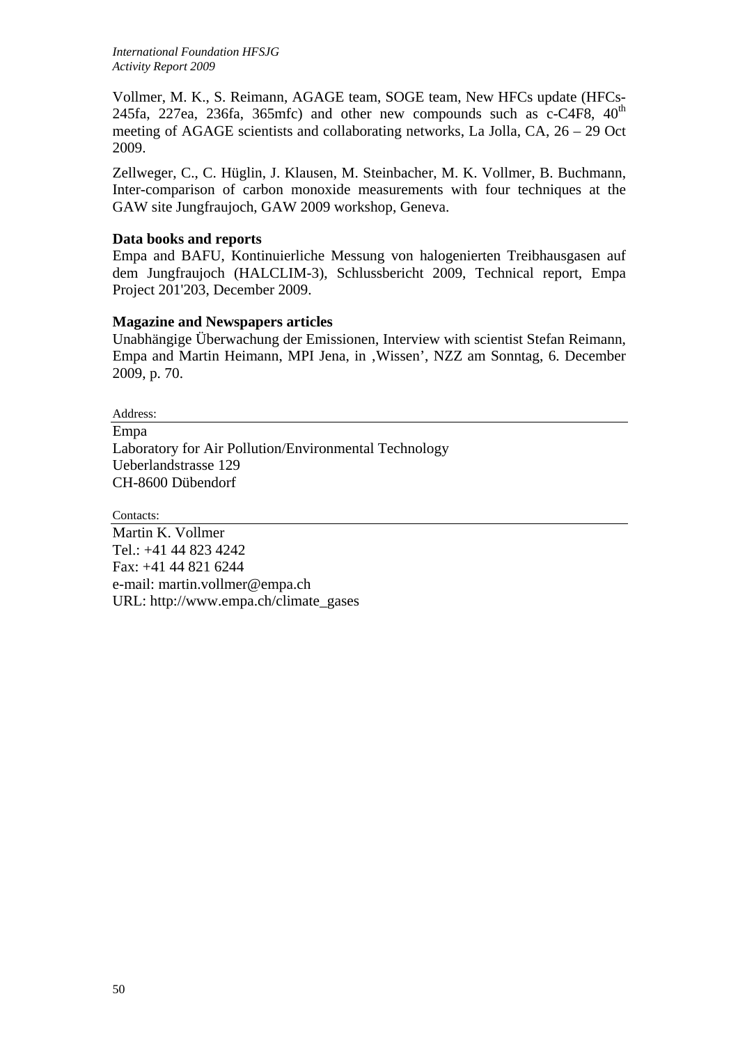Vollmer, M. K., S. Reimann, AGAGE team, SOGE team, New HFCs update (HFCs-245fa, 227ea, 236fa, 365mfc) and other new compounds such as c-C4F8, 40th meeting of AGAGE scientists and collaborating networks, La Jolla, CA, 26 – 29 Oct 2009.

Zellweger, C., C. Hüglin, J. Klausen, M. Steinbacher, M. K. Vollmer, B. Buchmann, Inter-comparison of carbon monoxide measurements with four techniques at the GAW site Jungfraujoch, GAW 2009 workshop, Geneva.

**Data books and reports**

Empa and BAFU, Kontinuierliche Messung von halogenierten Treibhausgasen auf dem Jungfraujoch (HALCLIM-3), Schlussbericht 2009, Technical report, Empa Project 201'203, December 2009.

**Magazine and Newspapers articles**

Unabhängige Überwachung der Emissionen, Interview with scientist Stefan Reimann, Empa and Martin Heimann, MPI Jena, in ‚Wissen', NZZ am Sonntag, 6. December 2009, p. 70.

Address:

Empa
Laboratory for Air Pollution/Environmental Technology
Ueberlandstrasse 129
CH-8600 Dübendorf

Contacts:

Martin K. Vollmer
Tel.: +41 44 823 4242
Fax: +41 44 821 6244
e-mail: martin.vollmer@empa.ch
URL: http://www.empa.ch/climate_gases